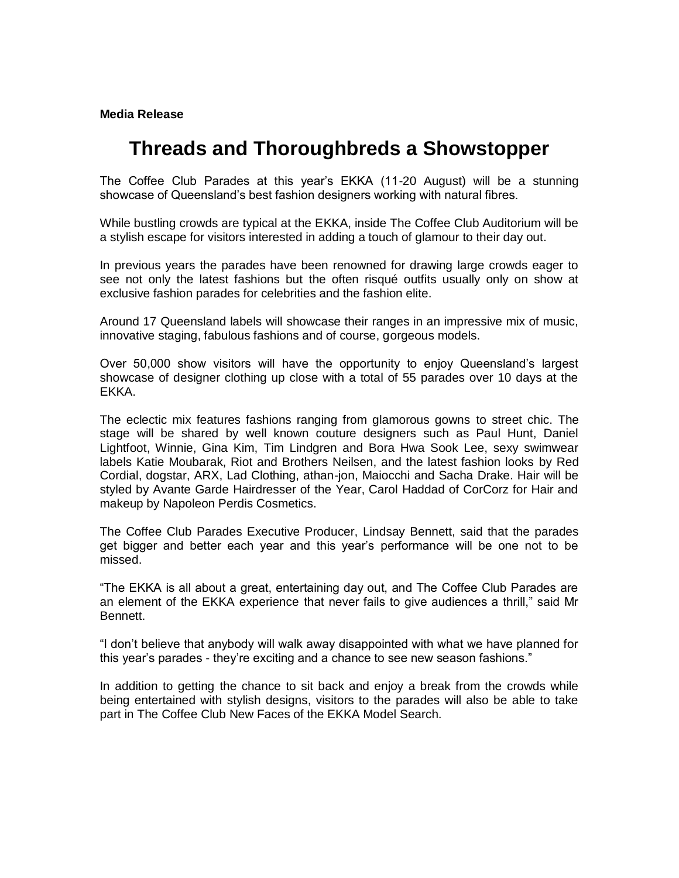**Media Release**

# Threads and Thoroughbreds a Showstopper

The Coffee Club Parades at this year's EKKA (11-20 August) will be a stunning showcase of Queensland's best fashion designers working with natural fibres.

While bustling crowds are typical at the EKKA, inside The Coffee Club Auditorium will be a stylish escape for visitors interested in adding a touch of glamour to their day out.

In previous years the parades have been renowned for drawing large crowds eager to see not only the latest fashions but the often risqué outfits usually only on show at exclusive fashion parades for celebrities and the fashion elite.

Around 17 Queensland labels will showcase their ranges in an impressive mix of music, innovative staging, fabulous fashions and of course, gorgeous models.

Over 50,000 show visitors will have the opportunity to enjoy Queensland's largest showcase of designer clothing up close with a total of 55 parades over 10 days at the EKKA.

The eclectic mix features fashions ranging from glamorous gowns to street chic. The stage will be shared by well known couture designers such as Paul Hunt, Daniel Lightfoot, Winnie, Gina Kim, Tim Lindgren and Bora Hwa Sook Lee, sexy swimwear labels Katie Moubarak, Riot and Brothers Neilsen, and the latest fashion looks by Red Cordial, dogstar, ARX, Lad Clothing, athan-jon, Maiocchi and Sacha Drake. Hair will be styled by Avante Garde Hairdresser of the Year, Carol Haddad of CorCorz for Hair and makeup by Napoleon Perdis Cosmetics.

The Coffee Club Parades Executive Producer, Lindsay Bennett, said that the parades get bigger and better each year and this year's performance will be one not to be missed.

"The EKKA is all about a great, entertaining day out, and The Coffee Club Parades are an element of the EKKA experience that never fails to give audiences a thrill," said Mr Bennett.

"I don't believe that anybody will walk away disappointed with what we have planned for this year's parades - they're exciting and a chance to see new season fashions."

In addition to getting the chance to sit back and enjoy a break from the crowds while being entertained with stylish designs, visitors to the parades will also be able to take part in The Coffee Club New Faces of the EKKA Model Search.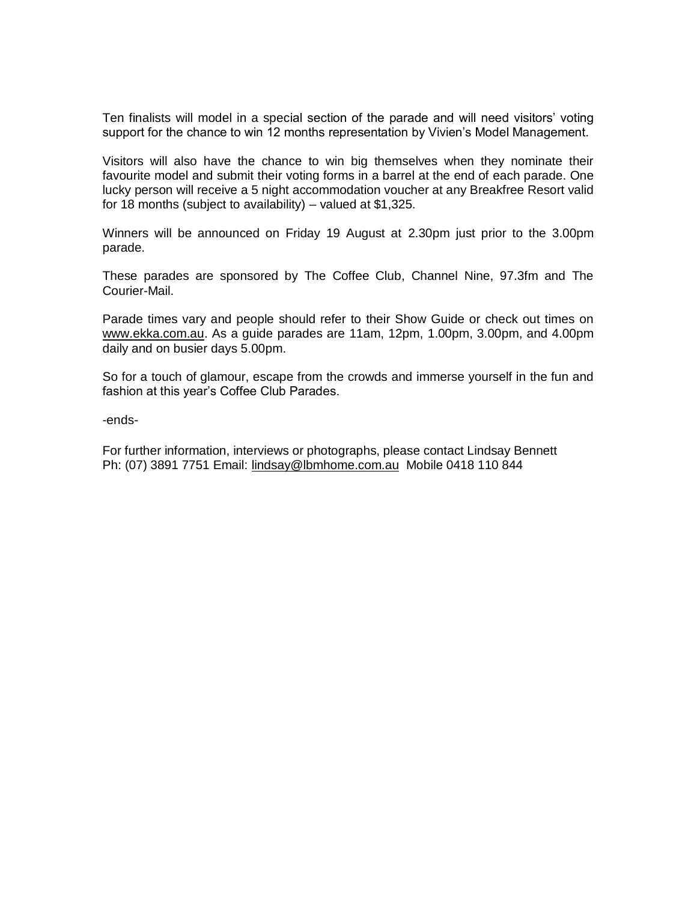Ten finalists will model in a special section of the parade and will need visitors' voting support for the chance to win 12 months representation by Vivien's Model Management.

Visitors will also have the chance to win big themselves when they nominate their favourite model and submit their voting forms in a barrel at the end of each parade. One lucky person will receive a 5 night accommodation voucher at any Breakfree Resort valid for 18 months (subject to availability) – valued at $1,325.

Winners will be announced on Friday 19 August at 2.30pm just prior to the 3.00pm parade.

These parades are sponsored by The Coffee Club, Channel Nine, 97.3fm and The Courier-Mail.

Parade times vary and people should refer to their Show Guide or check out times on www.ekka.com.au. As a guide parades are 11am, 12pm, 1.00pm, 3.00pm, and 4.00pm daily and on busier days 5.00pm.

So for a touch of glamour, escape from the crowds and immerse yourself in the fun and fashion at this year's Coffee Club Parades.

-ends-

For further information, interviews or photographs, please contact Lindsay Bennett
Ph: (07) 3891 7751 Email: lindsay@lbmhome.com.au Mobile 0418 110 844